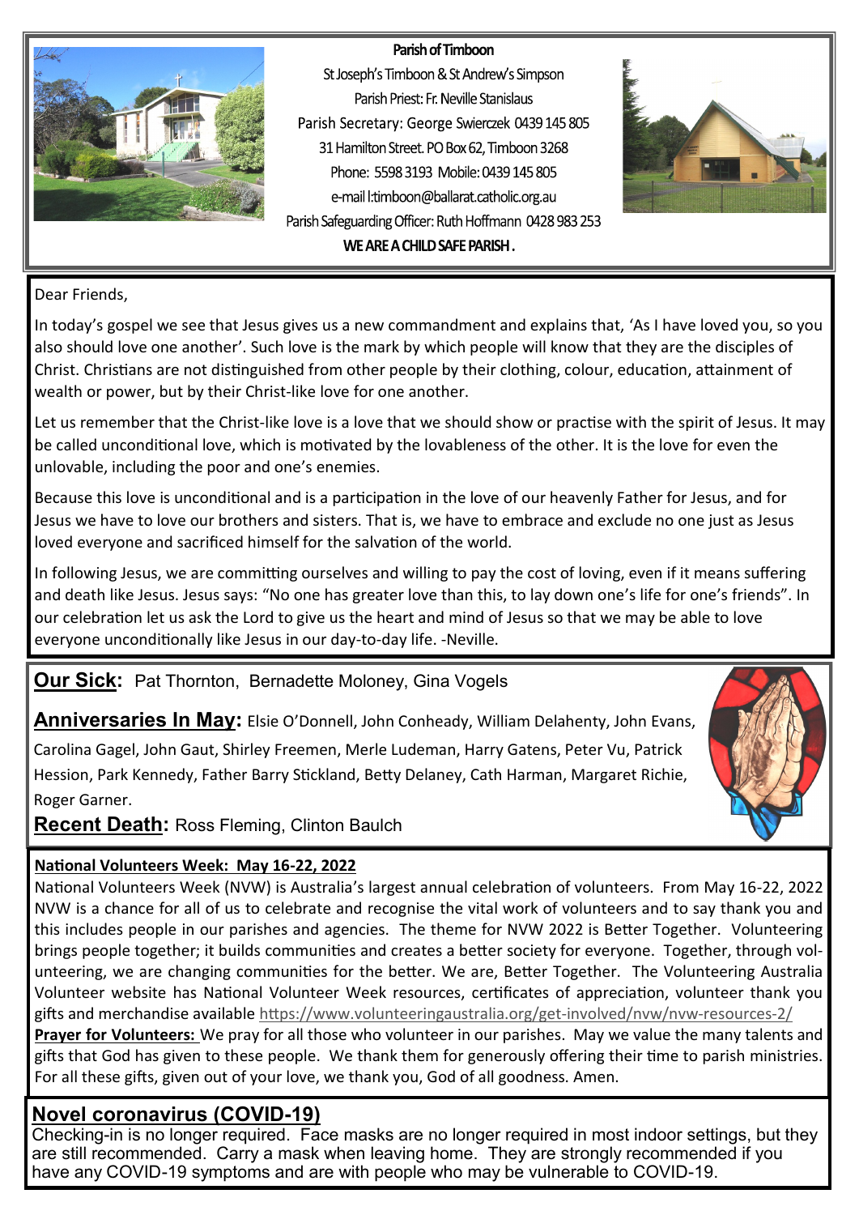**Parish of Timboon**

St Joseph's Timboon & St Andrew's Simpson

Parish Priest: Fr. Neville Stanislaus

Parish Secretary: George Swierczek 0439 145 805

31 Hamilton Street. PO Box 62, Timboon 3268

Phone: 5598 3193 Mobile: 0439 145 805

e-mail l:timboon@ballarat.catholic.org.au

Parish Safeguarding Officer: Ruth Hoffmann 0428 983 253

**WE ARE A CHILD SAFE PARISH .**

Dear Friends,

In today's gospel we see that Jesus gives us a new commandment and explains that, 'As I have loved you, so you also should love one another'. Such love is the mark by which people will know that they are the disciples of Christ. Christians are not distinguished from other people by their clothing, colour, education, attainment of wealth or power, but by their Christ-like love for one another.

Let us remember that the Christ-like love is a love that we should show or practise with the spirit of Jesus. It may be called unconditional love, which is motivated by the lovableness of the other. It is the love for even the unlovable, including the poor and one's enemies.

Because this love is unconditional and is a participation in the love of our heavenly Father for Jesus, and for Jesus we have to love our brothers and sisters. That is, we have to embrace and exclude no one just as Jesus loved everyone and sacrificed himself for the salvation of the world.

In following Jesus, we are committing ourselves and willing to pay the cost of loving, even if it means suffering and death like Jesus. Jesus says: "No one has greater love than this, to lay down one's life for one's friends". In our celebration let us ask the Lord to give us the heart and mind of Jesus so that we may be able to love everyone unconditionally like Jesus in our day-to-day life. -Neville.

**Our Sick:** Pat Thornton, Bernadette Moloney, Gina Vogels

**Anniversaries In May:** Elsie O'Donnell, John Conheady, William Delahenty, John Evans, Carolina Gagel, John Gaut, Shirley Freemen, Merle Ludeman, Harry Gatens, Peter Vu, Patrick Hession, Park Kennedy, Father Barry Stickland, Betty Delaney, Cath Harman, Margaret Richie, Roger Garner.

**Recent Death:** Ross Fleming, Clinton Baulch

**National Volunteers Week: May 16-22, 2022**

National Volunteers Week (NVW) is Australia's largest annual celebration of volunteers. From May 16-22, 2022 NVW is a chance for all of us to celebrate and recognise the vital work of volunteers and to say thank you and this includes people in our parishes and agencies. The theme for NVW 2022 is Better Together. Volunteering brings people together; it builds communities and creates a better society for everyone. Together, through volunteering, we are changing communities for the better. We are, Better Together. The Volunteering Australia Volunteer website has National Volunteer Week resources, certificates of appreciation, volunteer thank you gifts and merchandise available https://www.volunteeringaustralia.org/get-involved/nvw/nvw-resources-2/

**Prayer for Volunteers:** We pray for all those who volunteer in our parishes. May we value the many talents and gifts that God has given to these people. We thank them for generously offering their time to parish ministries. For all these gifts, given out of your love, we thank you, God of all goodness. Amen.

## Novel coronavirus (COVID-19)

Checking-in is no longer required. Face masks are no longer required in most indoor settings, but they are still recommended. Carry a mask when leaving home. They are strongly recommended if you have any COVID-19 symptoms and are with people who may be vulnerable to COVID-19.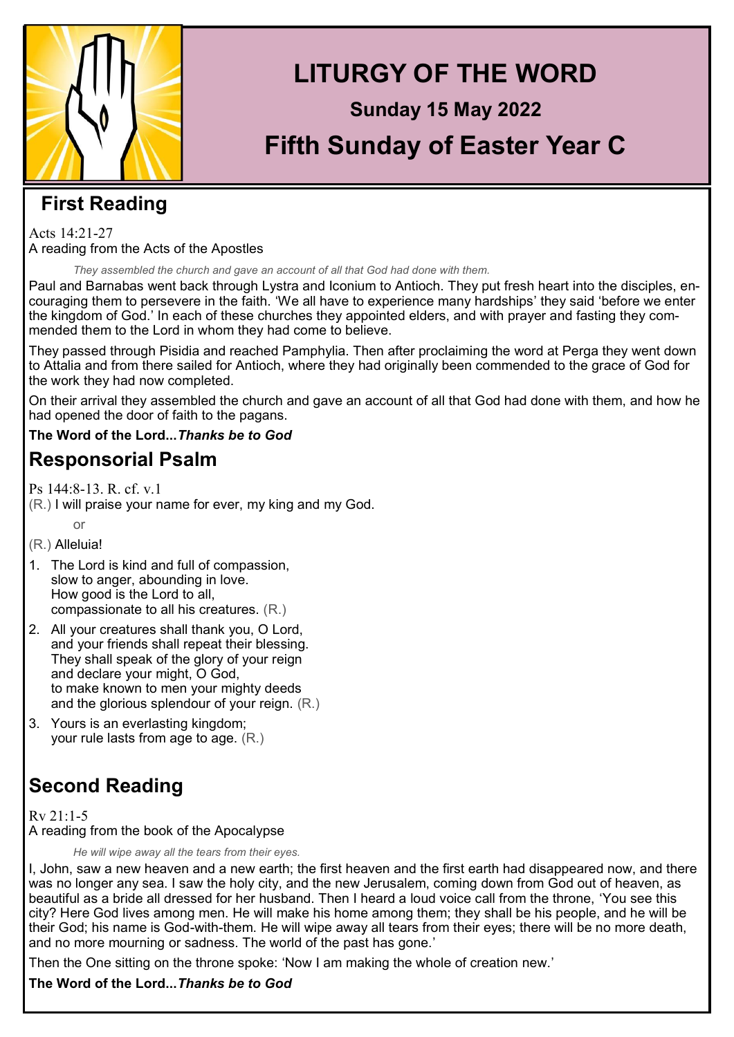# LITURGY OF THE WORD

## Sunday 15 May 2022

## Fifth Sunday of Easter Year C

## First Reading

Acts 14:21-27
A reading from the Acts of the Apostles

*They assembled the church and gave an account of all that God had done with them.*

Paul and Barnabas went back through Lystra and Iconium to Antioch. They put fresh heart into the disciples, encouraging them to persevere in the faith. 'We all have to experience many hardships' they said 'before we enter the kingdom of God.' In each of these churches they appointed elders, and with prayer and fasting they commended them to the Lord in whom they had come to believe.

They passed through Pisidia and reached Pamphylia. Then after proclaiming the word at Perga they went down to Attalia and from there sailed for Antioch, where they had originally been commended to the grace of God for the work they had now completed.

On their arrival they assembled the church and gave an account of all that God had done with them, and how he had opened the door of faith to the pagans.

**The Word of the Lord...*Thanks be to God***

## Responsorial Psalm

Ps 144:8-13. R. cf. v.1
(R.) I will praise your name for ever, my king and my God.

or

(R.) Alleluia!

1. The Lord is kind and full of compassion,
   slow to anger, abounding in love.
   How good is the Lord to all,
   compassionate to all his creatures. (R.)
2. All your creatures shall thank you, O Lord,
   and your friends shall repeat their blessing.
   They shall speak of the glory of your reign
   and declare your might, O God,
   to make known to men your mighty deeds
   and the glorious splendour of your reign. (R.)
3. Yours is an everlasting kingdom;
   your rule lasts from age to age. (R.)

## Second Reading

Rv 21:1-5
A reading from the book of the Apocalypse

*He will wipe away all the tears from their eyes.*

I, John, saw a new heaven and a new earth; the first heaven and the first earth had disappeared now, and there was no longer any sea. I saw the holy city, and the new Jerusalem, coming down from God out of heaven, as beautiful as a bride all dressed for her husband. Then I heard a loud voice call from the throne, 'You see this city? Here God lives among men. He will make his home among them; they shall be his people, and he will be their God; his name is God-with-them. He will wipe away all tears from their eyes; there will be no more death, and no more mourning or sadness. The world of the past has gone.'

Then the One sitting on the throne spoke: 'Now I am making the whole of creation new.'

**The Word of the Lord...*Thanks be to God***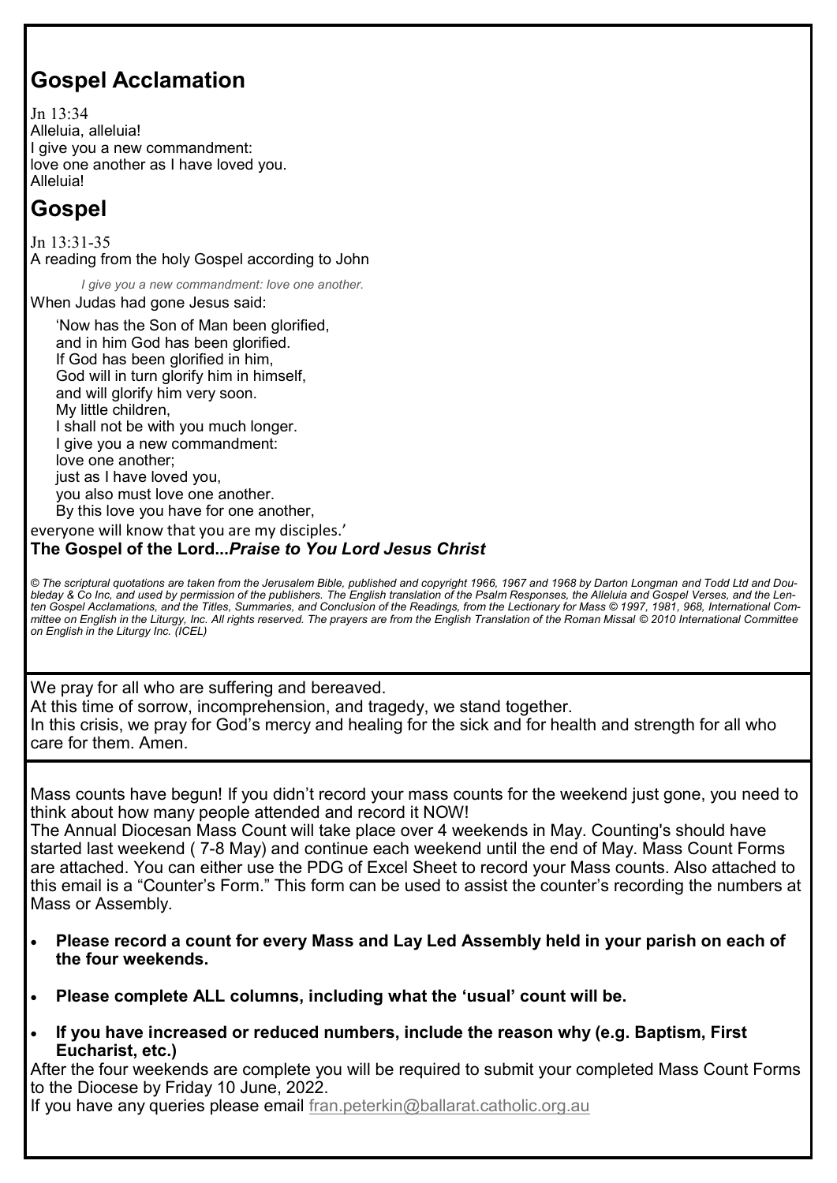## Gospel Acclamation

Jn 13:34
Alleluia, alleluia!
I give you a new commandment:
love one another as I have loved you.
Alleluia!

## Gospel

Jn 13:31-35
A reading from the holy Gospel according to John

*I give you a new commandment: love one another.*

When Judas had gone Jesus said:

'Now has the Son of Man been glorified,
and in him God has been glorified.
If God has been glorified in him,
God will in turn glorify him in himself,
and will glorify him very soon.
My little children,
I shall not be with you much longer.
I give you a new commandment:
love one another;
just as I have loved you,
you also must love one another.
By this love you have for one another,
everyone will know that you are my disciples.'

**The Gospel of the Lord...*Praise to You Lord Jesus Christ***

*© The scriptural quotations are taken from the Jerusalem Bible, published and copyright 1966, 1967 and 1968 by Darton Longman and Todd Ltd and Doubleday & Co Inc, and used by permission of the publishers. The English translation of the Psalm Responses, the Alleluia and Gospel Verses, and the Lenten Gospel Acclamations, and the Titles, Summaries, and Conclusion of the Readings, from the Lectionary for Mass © 1997, 1981, 968, International Committee on English in the Liturgy, Inc. All rights reserved. The prayers are from the English Translation of the Roman Missal © 2010 International Committee on English in the Liturgy Inc. (ICEL)*

We pray for all who are suffering and bereaved.
At this time of sorrow, incomprehension, and tragedy, we stand together.
In this crisis, we pray for God's mercy and healing for the sick and for health and strength for all who care for them. Amen.

Mass counts have begun! If you didn't record your mass counts for the weekend just gone, you need to think about how many people attended and record it NOW!
The Annual Diocesan Mass Count will take place over 4 weekends in May. Counting's should have started last weekend ( 7-8 May) and continue each weekend until the end of May. Mass Count Forms are attached. You can either use the PDG of Excel Sheet to record your Mass counts. Also attached to this email is a "Counter's Form." This form can be used to assist the counter's recording the numbers at Mass or Assembly.

- **Please record a count for every Mass and Lay Led Assembly held in your parish on each of the four weekends.**
- **Please complete ALL columns, including what the 'usual' count will be.**
- **If you have increased or reduced numbers, include the reason why (e.g. Baptism, First Eucharist, etc.)**

After the four weekends are complete you will be required to submit your completed Mass Count Forms to the Diocese by Friday 10 June, 2022.
If you have any queries please email fran.peterkin@ballarat.catholic.org.au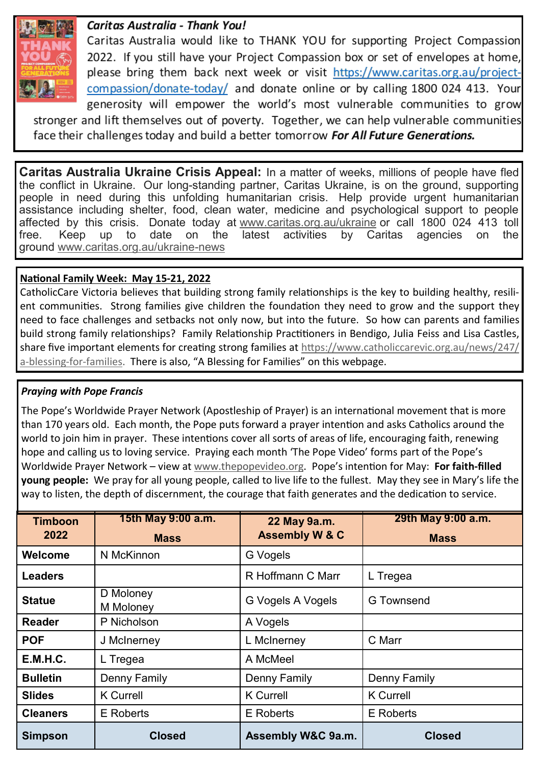### *Caritas Australia - Thank You!*

Caritas Australia would like to THANK YOU for supporting Project Compassion 2022. If you still have your Project Compassion box or set of envelopes at home, please bring them back next week or visit https://www.caritas.org.au/project-compassion/donate-today/ and donate online or by calling 1800 024 413. Your generosity will empower the world's most vulnerable communities to grow stronger and lift themselves out of poverty. Together, we can help vulnerable communities face their challenges today and build a better tomorrow ***For All Future Generations.***

**Caritas Australia Ukraine Crisis Appeal:** In a matter of weeks, millions of people have fled the conflict in Ukraine. Our long-standing partner, Caritas Ukraine, is on the ground, supporting people in need during this unfolding humanitarian crisis. Help provide urgent humanitarian assistance including shelter, food, clean water, medicine and psychological support to people affected by this crisis. Donate today at www.caritas.org.au/ukraine or call 1800 024 413 toll free. Keep up to date on the latest activities by Caritas agencies on the ground www.caritas.org.au/ukraine-news

**National Family Week: May 15-21, 2022**

CatholicCare Victoria believes that building strong family relationships is the key to building healthy, resilient communities. Strong families give children the foundation they need to grow and the support they need to face challenges and setbacks not only now, but into the future. So how can parents and families build strong family relationships? Family Relationship Practitioners in Bendigo, Julia Feiss and Lisa Castles, share five important elements for creating strong families at https://www.catholiccarevic.org.au/news/247/a-blessing-for-families. There is also, "A Blessing for Families" on this webpage.

***Praying with Pope Francis***

The Pope's Worldwide Prayer Network (Apostleship of Prayer) is an international movement that is more than 170 years old. Each month, the Pope puts forward a prayer intention and asks Catholics around the world to join him in prayer. These intentions cover all sorts of areas of life, encouraging faith, renewing hope and calling us to loving service. Praying each month 'The Pope Video' forms part of the Pope's Worldwide Prayer Network – view at www.thepopevideo.org. Pope's intention for May: **For faith-filled young people:** We pray for all young people, called to live life to the fullest. May they see in Mary's life the way to listen, the depth of discernment, the courage that faith generates and the dedication to service.

| Timboon 2022 | 15th May 9:00 a.m. Mass | 22 May 9a.m. Assembly W & C | 29th May 9:00 a.m. Mass |
|---|---|---|---|
| **Welcome** | N McKinnon | G Vogels | |
| **Leaders** | | R Hoffmann C Marr | L Tregea |
| **Statue** | D Moloney M Moloney | G Vogels A Vogels | G Townsend |
| **Reader** | P Nicholson | A Vogels | |
| **POF** | J McInerney | L McInerney | C Marr |
| **E.M.H.C.** | L Tregea | A McMeel | |
| **Bulletin** | Denny Family | Denny Family | Denny Family |
| **Slides** | K Currell | K Currell | K Currell |
| **Cleaners** | E Roberts | E Roberts | E Roberts |
| **Simpson** | **Closed** | **Assembly W&C 9a.m.** | **Closed** |